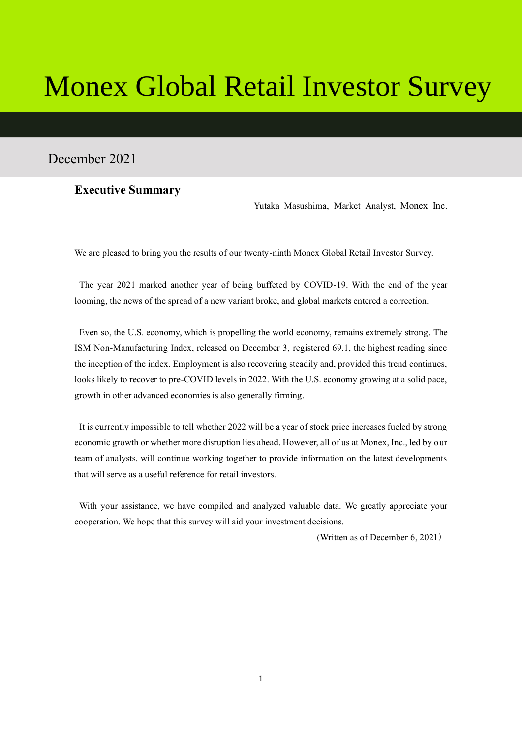# Monex Global Retail Investor Survey

December 2021

## Executive Summary

Yutaka Masushima, Market Analyst, Monex Inc.

We are pleased to bring you the results of our twenty-ninth Monex Global Retail Investor Survey.

The year 2021 marked another year of being buffeted by COVID-19. With the end of the year looming, the news of the spread of a new variant broke, and global markets entered a correction.

Even so, the U.S. economy, which is propelling the world economy, remains extremely strong. The ISM Non-Manufacturing Index, released on December 3, registered 69.1, the highest reading since the inception of the index. Employment is also recovering steadily and, provided this trend continues, looks likely to recover to pre-COVID levels in 2022. With the U.S. economy growing at a solid pace, growth in other advanced economies is also generally firming.

It is currently impossible to tell whether 2022 will be a year of stock price increases fueled by strong economic growth or whether more disruption lies ahead. However, all of us at Monex, Inc., led by our team of analysts, will continue working together to provide information on the latest developments that will serve as a useful reference for retail investors.

With your assistance, we have compiled and analyzed valuable data. We greatly appreciate your cooperation. We hope that this survey will aid your investment decisions.

(Written as of December 6, 2021)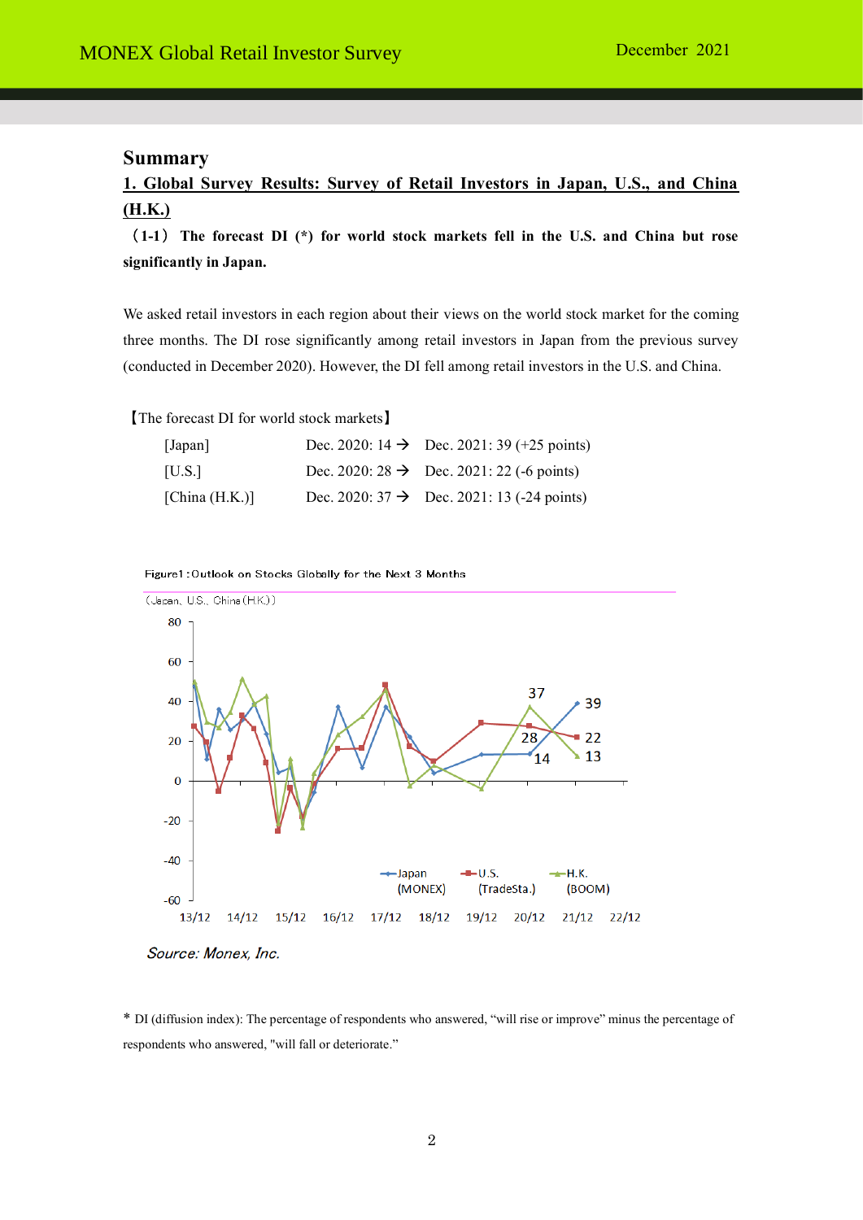## Summary

### 1. Global Survey Results: Survey of Retail Investors in Japan, U.S., and China (H.K.)

**（1-1） The forecast DI (*) for world stock markets fell in the U.S. and China but rose significantly in Japan.**

We asked retail investors in each region about their views on the world stock market for the coming three months. The DI rose significantly among retail investors in Japan from the previous survey (conducted in December 2020). However, the DI fell among retail investors in the U.S. and China.

【The forecast DI for world stock markets】

| | | |
|---|---|---|
| [Japan] | Dec. 2020: 14 → | Dec. 2021: 39 (+25 points) |
| [U.S.] | Dec. 2020: 28 → | Dec. 2021: 22 (-6 points) |
| [China (H.K.)] | Dec. 2020: 37 → | Dec. 2021: 13 (-24 points) |

Figure1：Outlook on Stocks Globally for the Next 3 Months

(Japan, U.S., China (H.K.))

Source: Monex, Inc.

* DI (diffusion index): The percentage of respondents who answered, "will rise or improve" minus the percentage of respondents who answered, "will fall or deteriorate."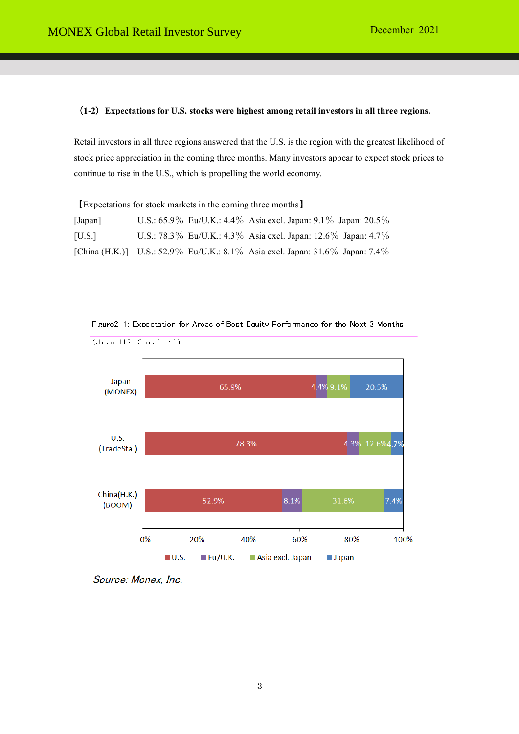### (1-2) Expectations for U.S. stocks were highest among retail investors in all three regions.

Retail investors in all three regions answered that the U.S. is the region with the greatest likelihood of stock price appreciation in the coming three months. Many investors appear to expect stock prices to continue to rise in the U.S., which is propelling the world economy.

【Expectations for stock markets in the coming three months】

[Japan] U.S.: 65.9% Eu/U.K.: 4.4% Asia excl. Japan: 9.1% Japan: 20.5%

[U.S.] U.S.: 78.3% Eu/U.K.: 4.3% Asia excl. Japan: 12.6% Japan: 4.7%

[China (H.K.)] U.S.: 52.9% Eu/U.K.: 8.1% Asia excl. Japan: 31.6% Japan: 7.4%

Figure2-1: Expectation for Areas of Best Equity Performance for the Next 3 Months

(Japan, U.S., China(H.K.))

| | U.S. | Eu/U.K. | Asia excl. Japan | Japan |
|---|---|---|---|---|
| Japan (MONEX) | 65.9% | 4.4% | 9.1% | 20.5% |
| U.S. (TradeSta.) | 78.3% | 4.3% | 12.6% | 4.7% |
| China(H.K.) (BOOM) | 52.9% | 8.1% | 31.6% | 7.4% |

*Source: Monex, Inc.*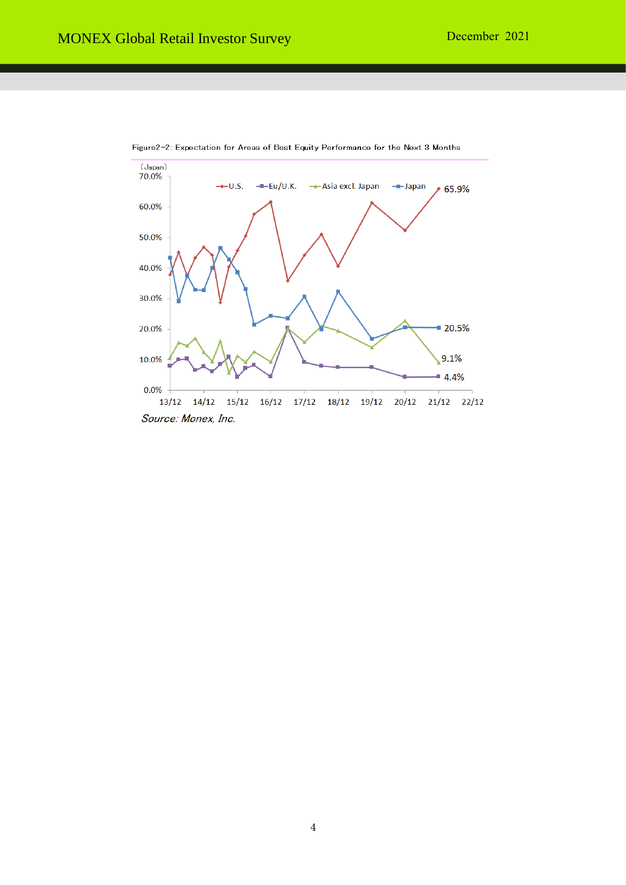Figure2-2: Expectation for Areas of Best Equity Performance for the Next 3 Months

(Japan)

Legend: U.S., Eu/U.K., Asia excl. Japan, Japan

Labels: 65.9%, 20.5%, 9.1%, 4.4%

Y-axis: 0.0%, 10.0%, 20.0%, 30.0%, 40.0%, 50.0%, 60.0%, 70.0%

X-axis: 13/12, 14/12, 15/12, 16/12, 17/12, 18/12, 19/12, 20/12, 21/12, 22/12

*Source: Monex, Inc.*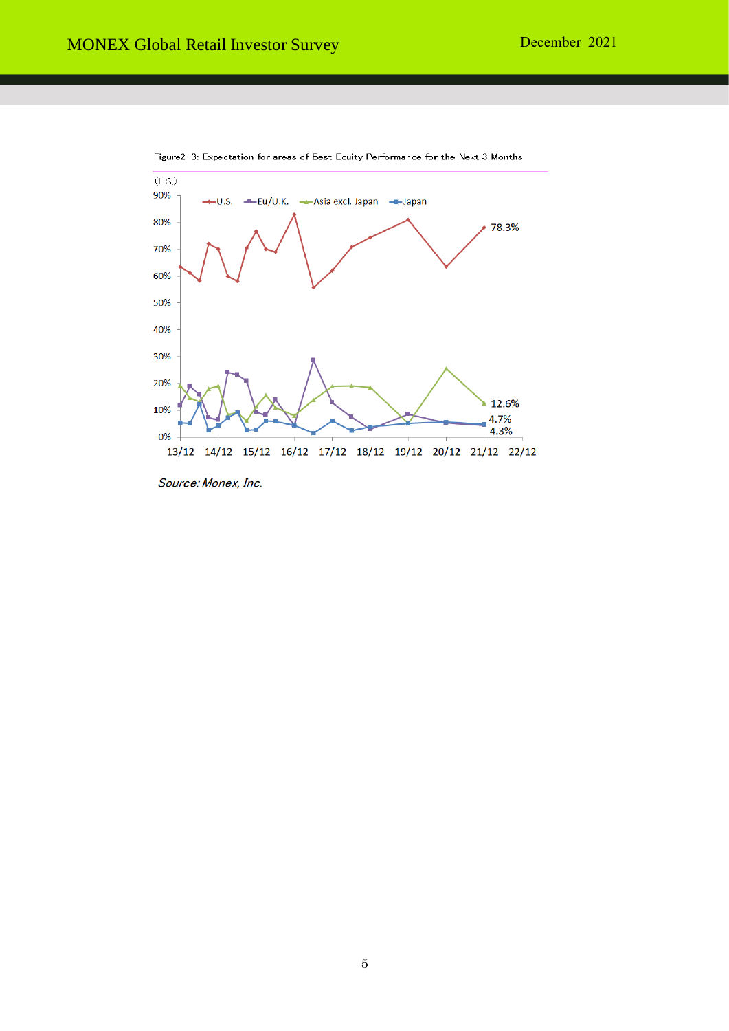Figure2-3: Expectation for areas of Best Equity Performance for the Next 3 Months

(U.S.)

U.S. | Eu/U.K. | Asia excl. Japan | Japan

78.3%

12.6%

4.7%

4.3%

13/12 14/12 15/12 16/12 17/12 18/12 19/12 20/12 21/12 22/12

*Source: Monex, Inc.*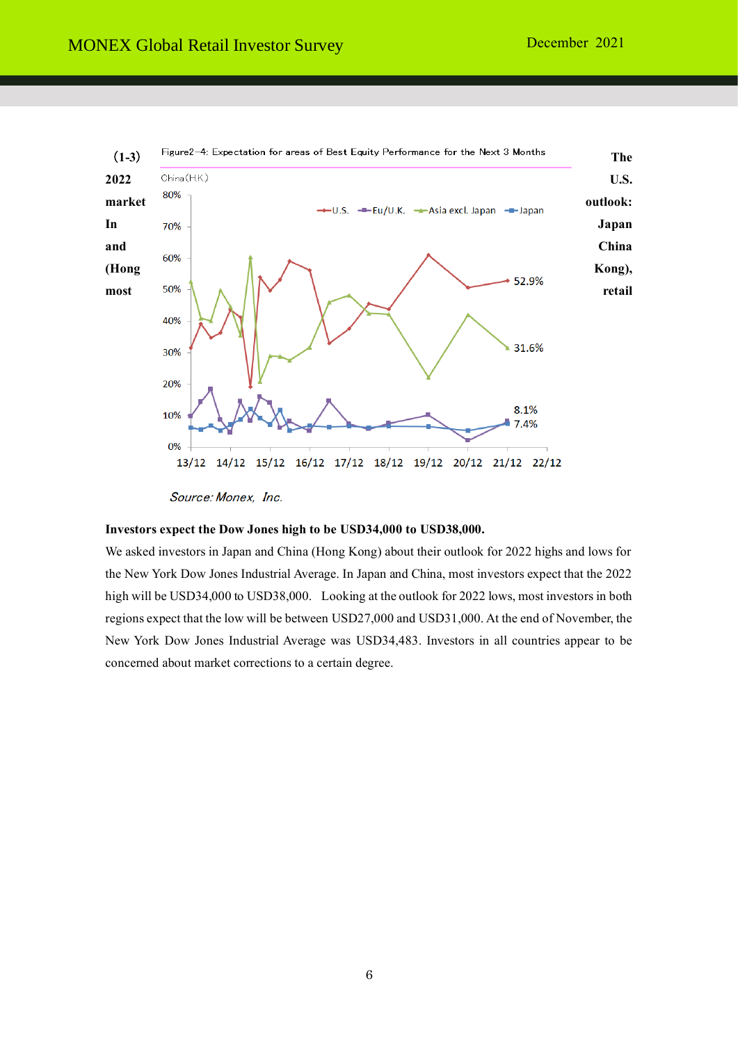(1-3) 2022 market In and (Hong most

The U.S. outlook: Japan China Kong), retail

Figure2–4: Expectation for areas of Best Equity Performance for the Next 3 Months

China(H.K.)

*Source: Monex, Inc.*

**Investors expect the Dow Jones high to be USD34,000 to USD38,000.**

We asked investors in Japan and China (Hong Kong) about their outlook for 2022 highs and lows for the New York Dow Jones Industrial Average. In Japan and China, most investors expect that the 2022 high will be USD34,000 to USD38,000. Looking at the outlook for 2022 lows, most investors in both regions expect that the low will be between USD27,000 and USD31,000. At the end of November, the New York Dow Jones Industrial Average was USD34,483. Investors in all countries appear to be concerned about market corrections to a certain degree.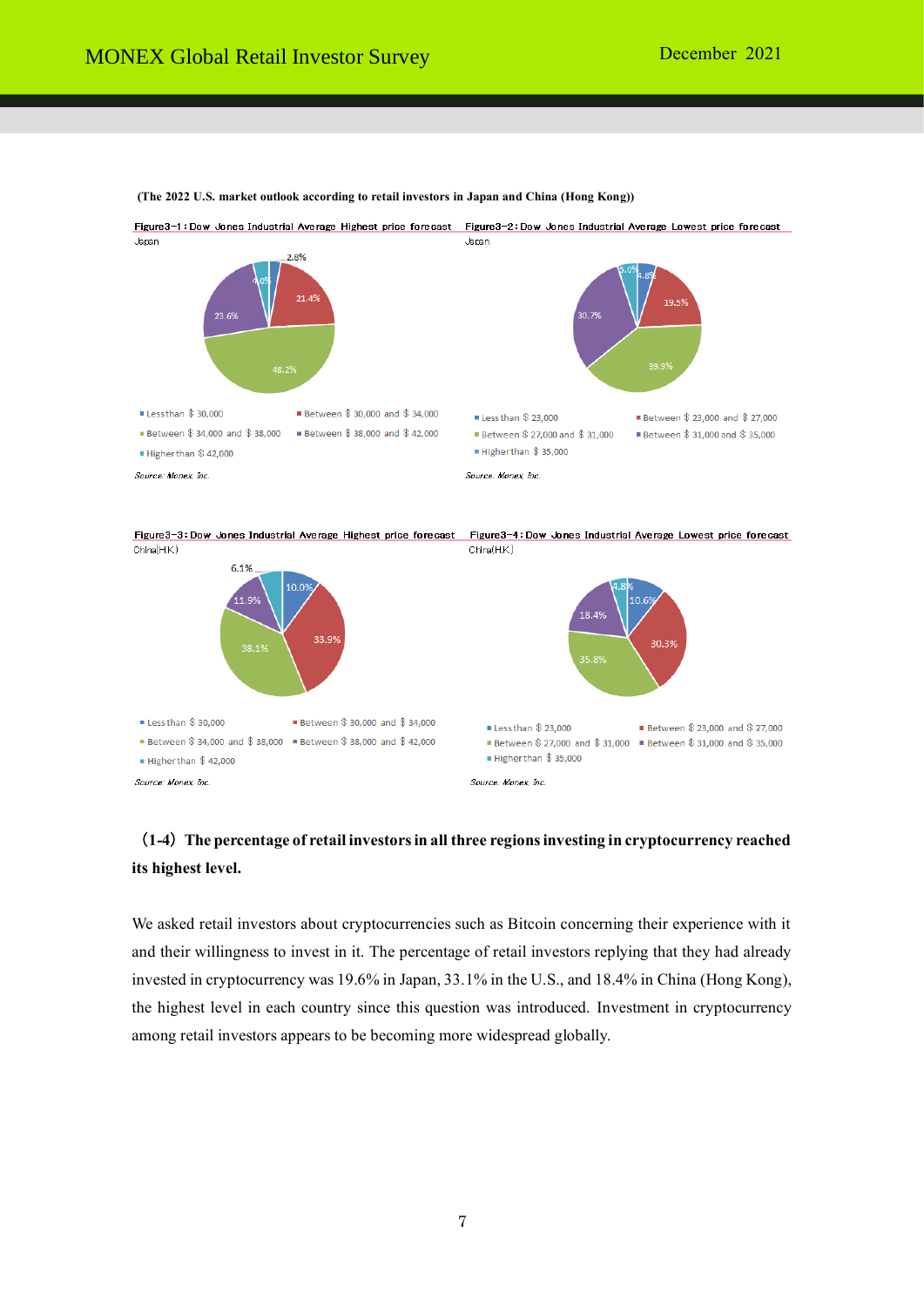**(The 2022 U.S. market outlook according to retail investors in Japan and China (Hong Kong))**

Figure3-1：Dow Jones Industrial Average Highest price forecast

Japan

| Range | % |
| --- | --- |
| Less than $30,000 | 2.8% |
| Between $30,000 and $34,000 | 21.4% |
| Between $34,000 and $38,000 | 48.2% |
| Between $38,000 and $42,000 | 23.6% |
| Higher than $42,000 | 4.0% |

Source: Monex, Inc.

Figure3-2：Dow Jones Industrial Average Lowest price forecast

Japan

| Range | % |
| --- | --- |
| Less than $23,000 | 4.8% |
| Between $23,000 and $27,000 | 19.5% |
| Between $27,000 and $31,000 | 39.9% |
| Between $31,000 and $35,000 | 30.7% |
| Higher than $35,000 | 5.0% |

Source: Monex, Inc.

Figure3-3：Dow Jones Industrial Average Highest price forecast

China(H.K.)

| Range | % |
| --- | --- |
| Less than $30,000 | 10.0% |
| Between $30,000 and $34,000 | 33.9% |
| Between $34,000 and $38,000 | 38.1% |
| Between $38,000 and $42,000 | 11.9% |
| Higher than $42,000 | 6.1% |

Source: Monex, Inc.

Figure3-4：Dow Jones Industrial Average Lowest price forecast

China(H.K.)

| Range | % |
| --- | --- |
| Less than $23,000 | 10.6% |
| Between $23,000 and $27,000 | 30.3% |
| Between $27,000 and $31,000 | 35.8% |
| Between $31,000 and $35,000 | 18.4% |
| Higher than $35,000 | 4.8% |

Source: Monex, Inc.

## (1-4) The percentage of retail investors in all three regions investing in cryptocurrency reached its highest level.

We asked retail investors about cryptocurrencies such as Bitcoin concerning their experience with it and their willingness to invest in it. The percentage of retail investors replying that they had already invested in cryptocurrency was 19.6% in Japan, 33.1% in the U.S., and 18.4% in China (Hong Kong), the highest level in each country since this question was introduced. Investment in cryptocurrency among retail investors appears to be becoming more widespread globally.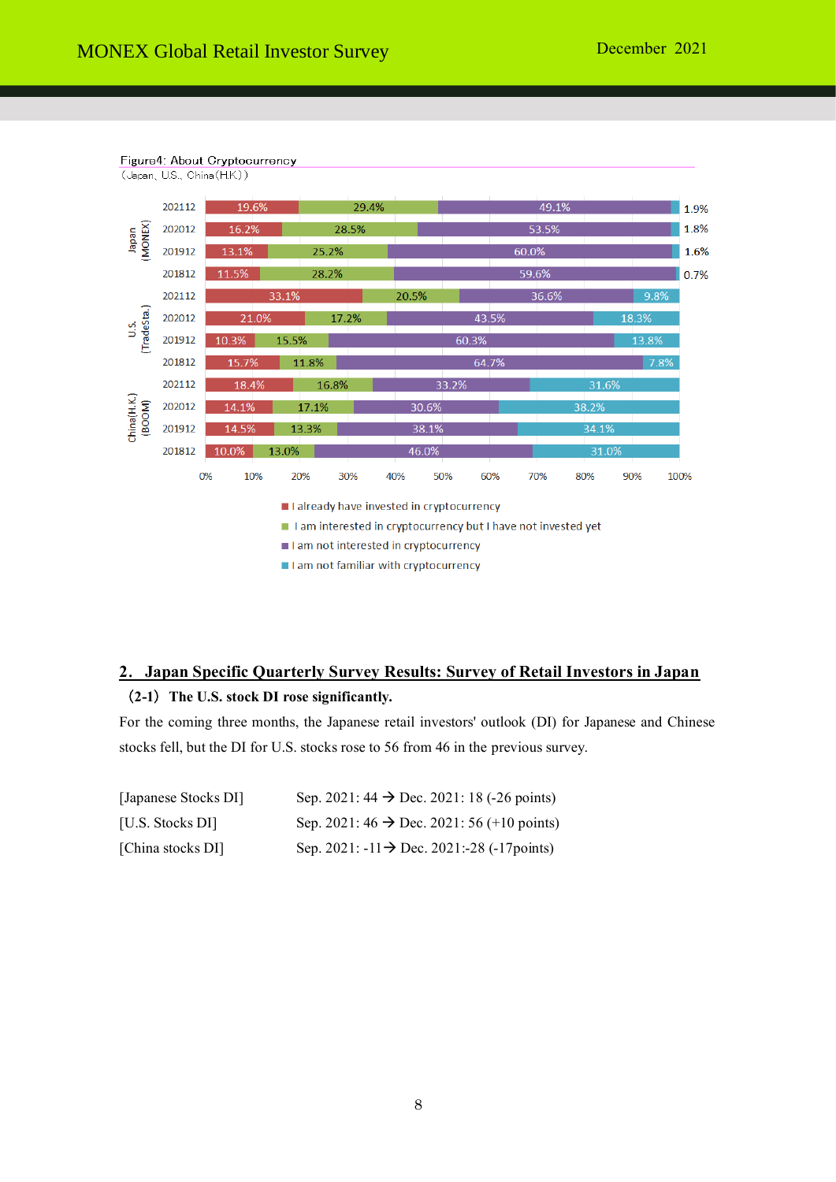Figure4: About Cryptocurrency
(Japan, U.S., China(H.K))

| | | I already have invested in cryptocurrency | I am interested in cryptocurrency but I have not invested yet | I am not interested in cryptocurrency | I am not familiar with cryptocurrency |
|---|---|---|---|---|---|
| Japan (MONEX) | 202112 | 19.6% | 29.4% | 49.1% | 1.9% |
| | 202012 | 16.2% | 28.5% | 53.5% | 1.8% |
| | 201912 | 13.1% | 25.2% | 60.0% | 1.6% |
| | 201812 | 11.5% | 28.2% | 59.6% | 0.7% |
| U.S. (TradeSta.) | 202112 | 33.1% | 20.5% | 36.6% | 9.8% |
| | 202012 | 21.0% | 17.2% | 43.5% | 18.3% |
| | 201912 | 10.3% | 15.5% | 60.3% | 13.8% |
| | 201812 | 15.7% | 11.8% | 64.7% | 7.8% |
| China(H.K) (BOOM) | 202112 | 18.4% | 16.8% | 33.2% | 31.6% |
| | 202012 | 14.1% | 17.1% | 30.6% | 38.2% |
| | 201912 | 14.5% | 13.3% | 38.1% | 34.1% |
| | 201812 | 10.0% | 13.0% | 46.0% | 31.0% |

## 2. Japan Specific Quarterly Survey Results: Survey of Retail Investors in Japan

### (2-1) The U.S. stock DI rose significantly.

For the coming three months, the Japanese retail investors' outlook (DI) for Japanese and Chinese stocks fell, but the DI for U.S. stocks rose to 56 from 46 in the previous survey.

| | |
|---|---|
| [Japanese Stocks DI] | Sep. 2021: 44 → Dec. 2021: 18 (-26 points) |
| [U.S. Stocks DI] | Sep. 2021: 46 → Dec. 2021: 56 (+10 points) |
| [China stocks DI] | Sep. 2021: -11→ Dec. 2021:-28 (-17points) |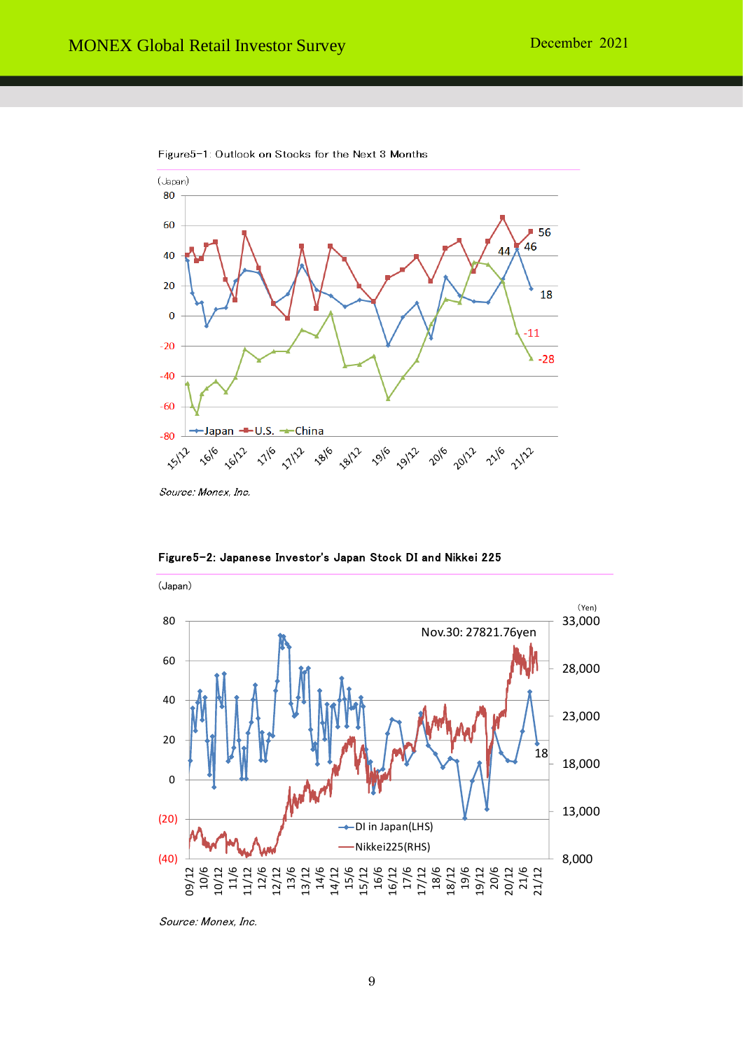Figure5-1: Outlook on Stocks for the Next 3 Months

(Japan)

Source: Monex, Inc.

**Figure5-2: Japanese Investor's Japan Stock DI and Nikkei 225**

(Japan)

Source: Monex, Inc.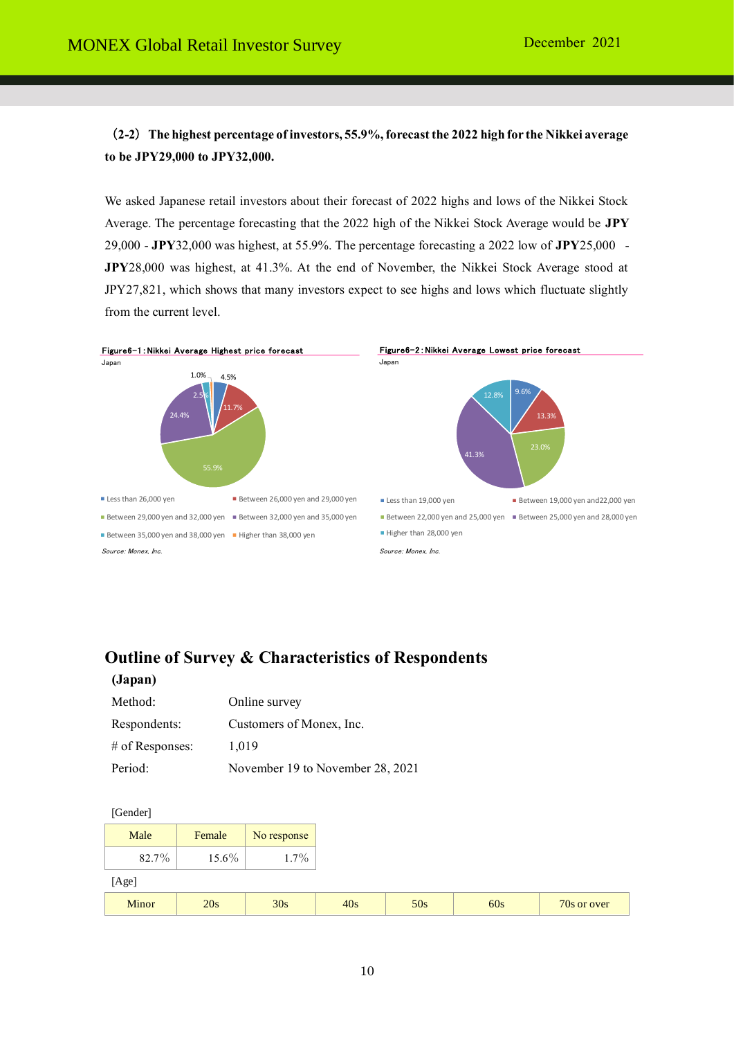**(2-2) The highest percentage of investors, 55.9%, forecast the 2022 high for the Nikkei average to be JPY29,000 to JPY32,000.**

We asked Japanese retail investors about their forecast of 2022 highs and lows of the Nikkei Stock Average. The percentage forecasting that the 2022 high of the Nikkei Stock Average would be **JPY** 29,000 - **JPY**32,000 was highest, at 55.9%. The percentage forecasting a 2022 low of **JPY**25,000 - **JPY**28,000 was highest, at 41.3%. At the end of November, the Nikkei Stock Average stood at JPY27,821, which shows that many investors expect to see highs and lows which fluctuate slightly from the current level.

Figure6-1:Nikkei Average Highest price forecast

Japan

| Forecast | Percentage |
|---|---|
| Less than 26,000 yen | 4.5% |
| Between 26,000 yen and 29,000 yen | 11.7% |
| Between 29,000 yen and 32,000 yen | 55.9% |
| Between 32,000 yen and 35,000 yen | 24.4% |
| Between 35,000 yen and 38,000 yen | 2.5% |
| Higher than 38,000 yen | 1.0% |

*Source: Monex, Inc.*

Figure6-2:Nikkei Average Lowest price forecast

Japan

| Forecast | Percentage |
|---|---|
| Less than 19,000 yen | 9.6% |
| Between 19,000 yen and22,000 yen | 13.3% |
| Between 22,000 yen and 25,000 yen | 23.0% |
| Between 25,000 yen and 28,000 yen | 41.3% |
| Higher than 28,000 yen | 12.8% |

*Source: Monex, Inc.*

## Outline of Survey & Characteristics of Respondents

**(Japan)**

| | |
|---|---|
| Method: | Online survey |
| Respondents: | Customers of Monex, Inc. |
| # of Responses: | 1,019 |
| Period: | November 19 to November 28, 2021 |

[Gender]

| Male | Female | No response |
|---|---|---|
| 82.7% | 15.6% | 1.7% |

[Age]

| Minor | 20s | 30s | 40s | 50s | 60s | 70s or over |
|---|---|---|---|---|---|---|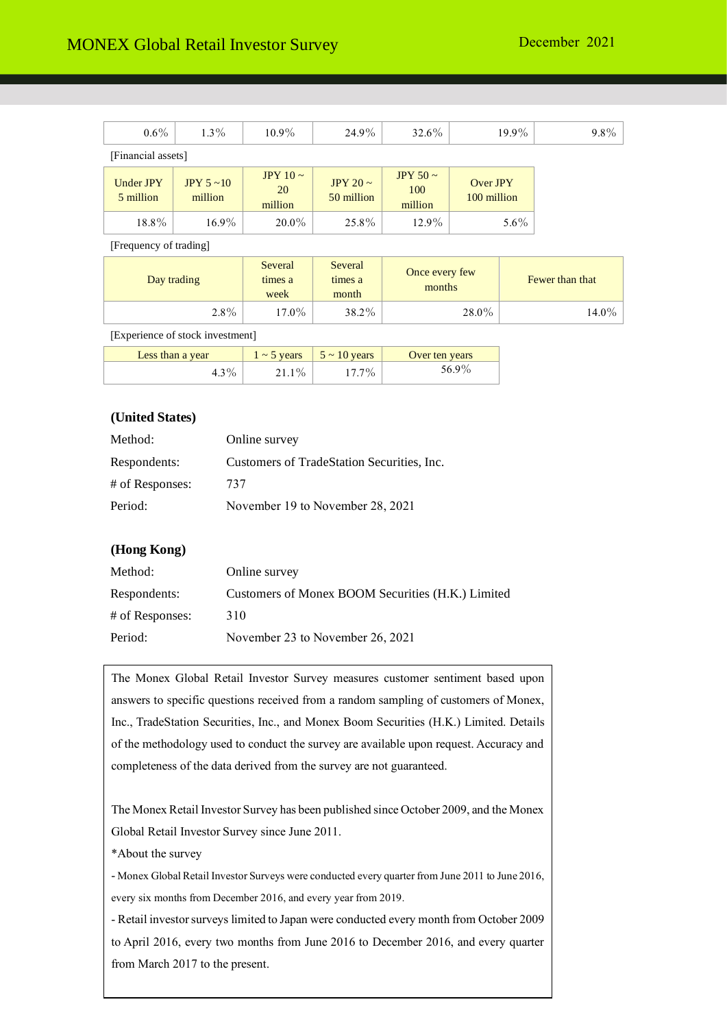| | | | | | | |
|---|---|---|---|---|---|---|
| 0.6% | 1.3% | 10.9% | 24.9% | 32.6% | 19.9% | 9.8% |

[Financial assets]

| Under JPY 5 million | JPY 5 ~10 million | JPY 10 ~ 20 million | JPY 20 ~ 50 million | JPY 50 ~ 100 million | Over JPY 100 million |
|---|---|---|---|---|---|
| 18.8% | 16.9% | 20.0% | 25.8% | 12.9% | 5.6% |

[Frequency of trading]

| Day trading | Several times a week | Several times a month | Once every few months | Fewer than that |
|---|---|---|---|---|
| 2.8% | 17.0% | 38.2% | 28.0% | 14.0% |

[Experience of stock investment]

| Less than a year | 1 ~ 5 years | 5 ~ 10 years | Over ten years |
|---|---|---|---|
| 4.3% | 21.1% | 17.7% | 56.9% |

**(United States)**

Method: Online survey

Respondents: Customers of TradeStation Securities, Inc.

# of Responses: 737

Period: November 19 to November 28, 2021

**(Hong Kong)**

Method: Online survey

Respondents: Customers of Monex BOOM Securities (H.K.) Limited

# of Responses: 310

Period: November 23 to November 26, 2021

The Monex Global Retail Investor Survey measures customer sentiment based upon answers to specific questions received from a random sampling of customers of Monex, Inc., TradeStation Securities, Inc., and Monex Boom Securities (H.K.) Limited. Details of the methodology used to conduct the survey are available upon request. Accuracy and completeness of the data derived from the survey are not guaranteed.

The Monex Retail Investor Survey has been published since October 2009, and the Monex Global Retail Investor Survey since June 2011.

*About the survey

- Monex Global Retail Investor Surveys were conducted every quarter from June 2011 to June 2016, every six months from December 2016, and every year from 2019.

- Retail investor surveys limited to Japan were conducted every month from October 2009 to April 2016, every two months from June 2016 to December 2016, and every quarter from March 2017 to the present.